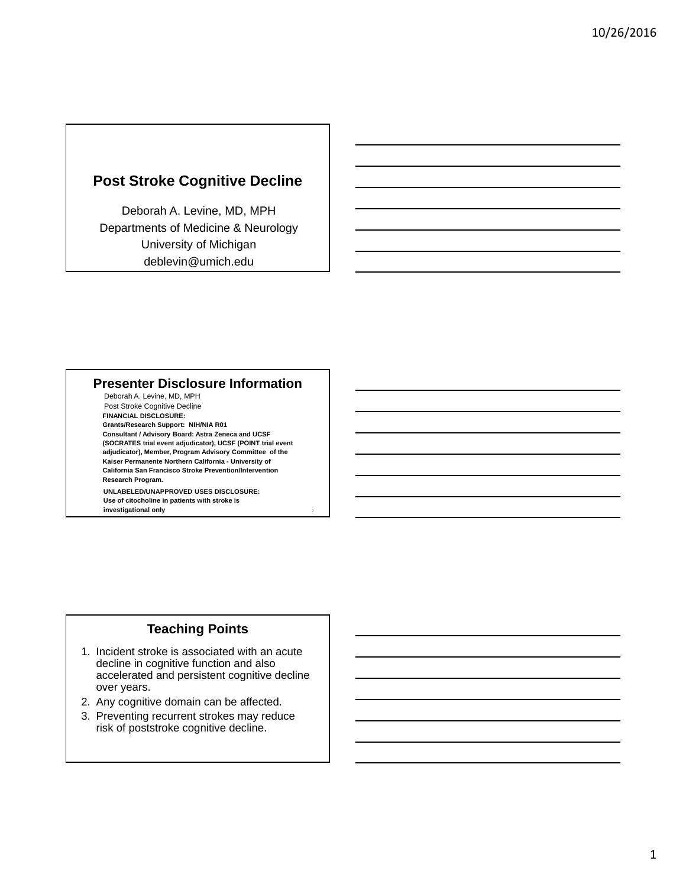# Post Stroke Cognitive Decline

Deborah A. Levine, MD, MPH
Departments of Medicine & Neurology
University of Michigan
deblevin@umich.edu

## Presenter Disclosure Information

Deborah A. Levine, MD, MPH
Post Stroke Cognitive Decline

**FINANCIAL DISCLOSURE:**
**Grants/Research Support: NIH/NIA R01**
**Consultant / Advisory Board: Astra Zeneca and UCSF (SOCRATES trial event adjudicator), UCSF (POINT trial event adjudicator), Member, Program Advisory Committee of the Kaiser Permanente Northern California - University of California San Francisco Stroke Prevention/Intervention Research Program.**

**UNLABELED/UNAPPROVED USES DISCLOSURE:**
**Use of citocholine in patients with stroke is investigational only**

## Teaching Points

1. Incident stroke is associated with an acute decline in cognitive function and also accelerated and persistent cognitive decline over years.
2. Any cognitive domain can be affected.
3. Preventing recurrent strokes may reduce risk of poststroke cognitive decline.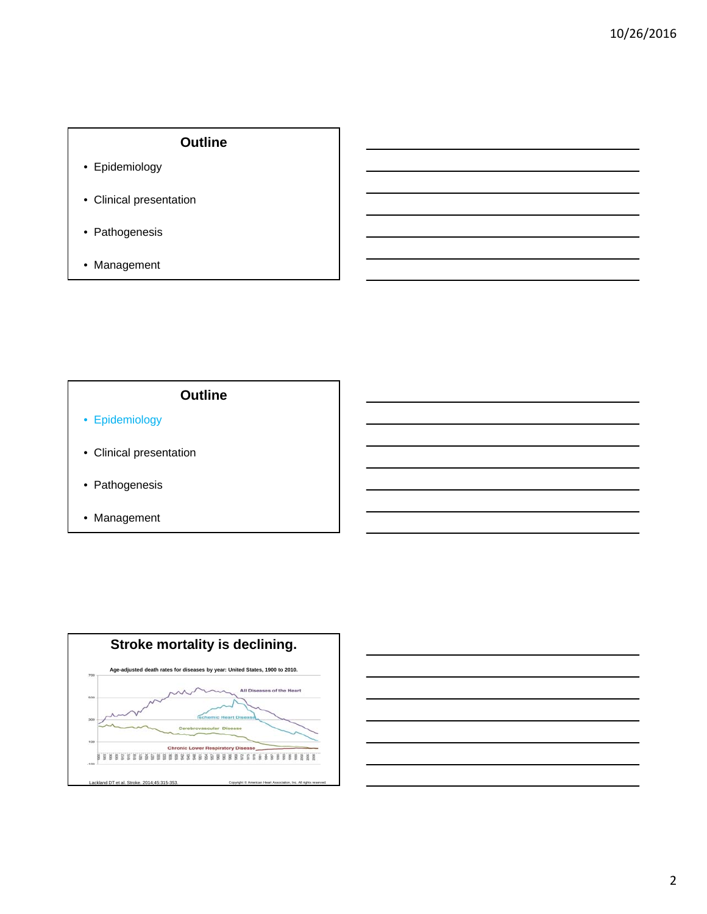## Outline

- Epidemiology
- Clinical presentation
- Pathogenesis
- Management

## Outline

- Epidemiology
- Clinical presentation
- Pathogenesis
- Management

## Stroke mortality is declining.

Age-adjusted death rates for diseases by year: United States, 1900 to 2010.

Lackland DT et al. Stroke. 2014;45:315-353.

Copyright © American Heart Association, Inc. All rights reserved.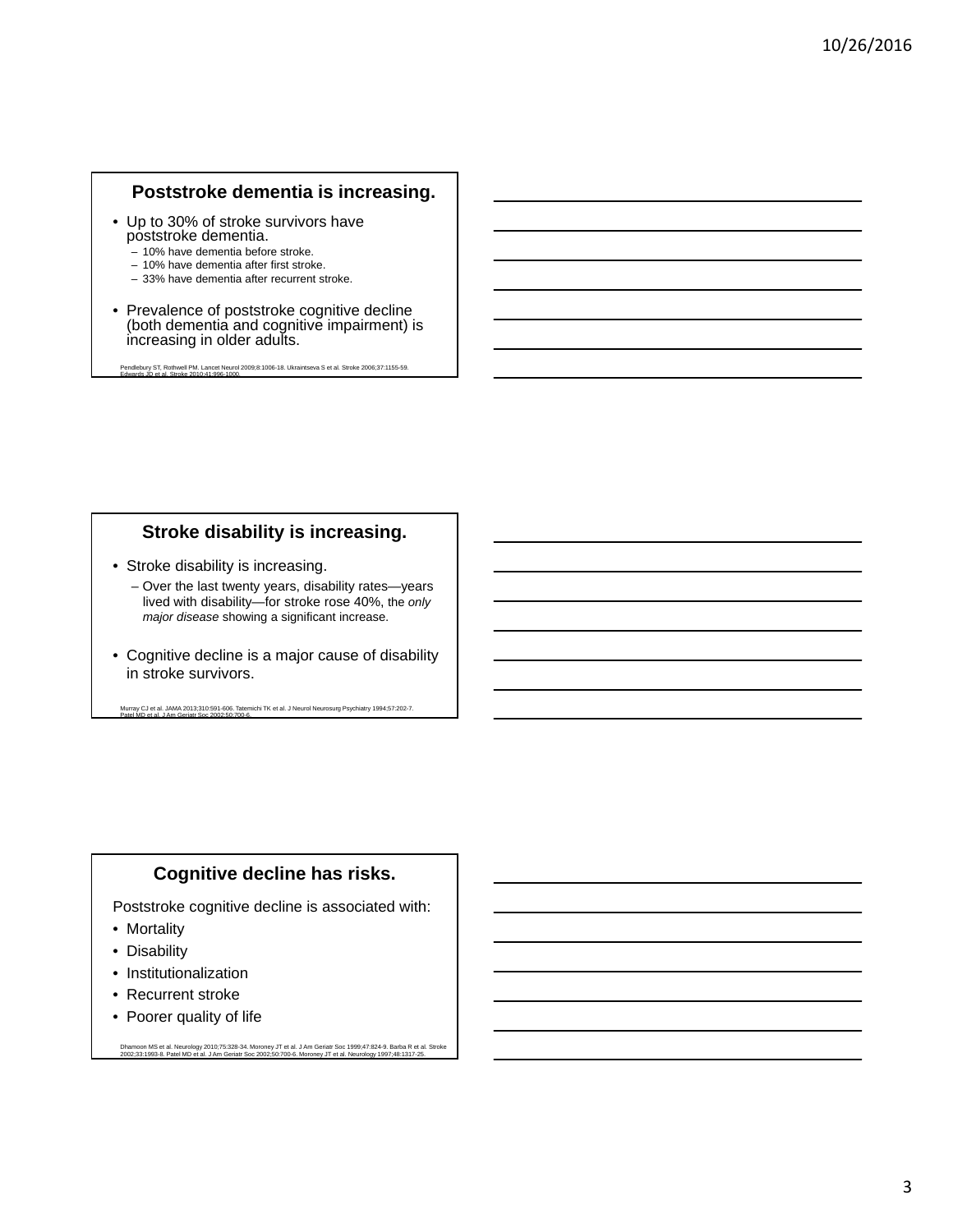## Poststroke dementia is increasing.

- Up to 30% of stroke survivors have poststroke dementia.
  - 10% have dementia before stroke.
  - 10% have dementia after first stroke.
  - 33% have dementia after recurrent stroke.
- Prevalence of poststroke cognitive decline (both dementia and cognitive impairment) is increasing in older adults.

Pendlebury ST, Rothwell PM. Lancet Neurol 2009;8:1006-18. Ukraintseva S et al. Stroke 2006;37:1155-59. Edwards JD et al. Stroke 2010;41:996-1000.

## Stroke disability is increasing.

- Stroke disability is increasing.
  - Over the last twenty years, disability rates—years lived with disability—for stroke rose 40%, the *only major disease* showing a significant increase.
- Cognitive decline is a major cause of disability in stroke survivors.

Murray CJ et al. JAMA 2013;310:591-606. Tatemichi TK et al. J Neurol Neurosurg Psychiatry 1994;57:202-7. Patel MD et al. J Am Geriatr Soc 2002;50:700-6.

## Cognitive decline has risks.

Poststroke cognitive decline is associated with:

- Mortality
- Disability
- Institutionalization
- Recurrent stroke
- Poorer quality of life

Dhamoon MS et al. Neurology 2010;75:328-34. Moroney JT et al. J Am Geriatr Soc 1999;47:824-9. Barba R et al. Stroke 2002;33:1993-8. Patel MD et al. J Am Geriatr Soc 2002;50:700-6. Moroney JT et al. Neurology 1997;48:1317-25.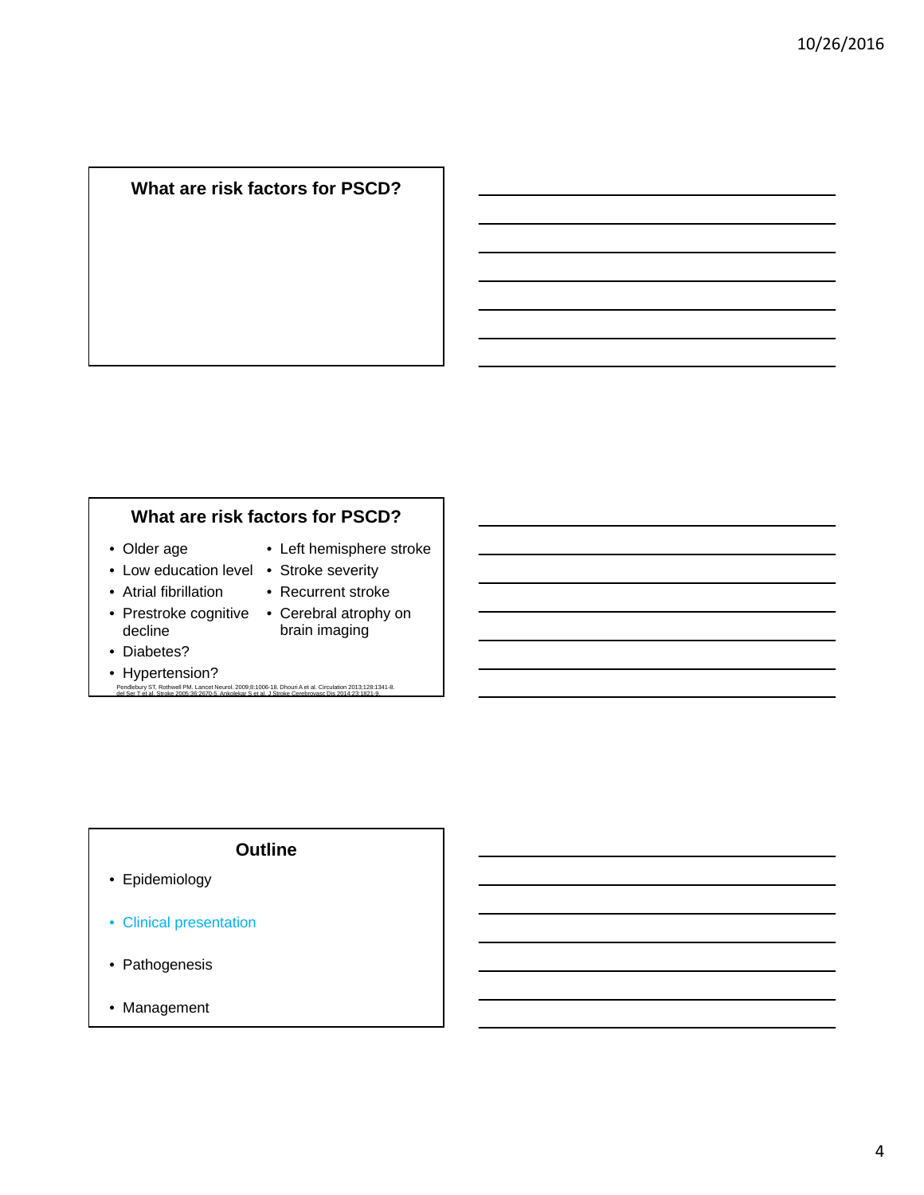## What are risk factors for PSCD?

## What are risk factors for PSCD?

- Older age
- Low education level
- Atrial fibrillation
- Prestroke cognitive decline
- Diabetes?
- Hypertension?
- Left hemisphere stroke
- Stroke severity
- Recurrent stroke
- Cerebral atrophy on brain imaging

Pendlebury ST, Rothwell PM. Lancet Neurol. 2009;8:1006-18. Dhouri A et al. Circulation 2013;128:1341-8.
del Ser T et al. Stroke 2005;36:2670-5. Ankolekar S et al. J Stroke Cerebrovasc Dis 2014;23:1821-9.

## Outline

- Epidemiology
- Clinical presentation
- Pathogenesis
- Management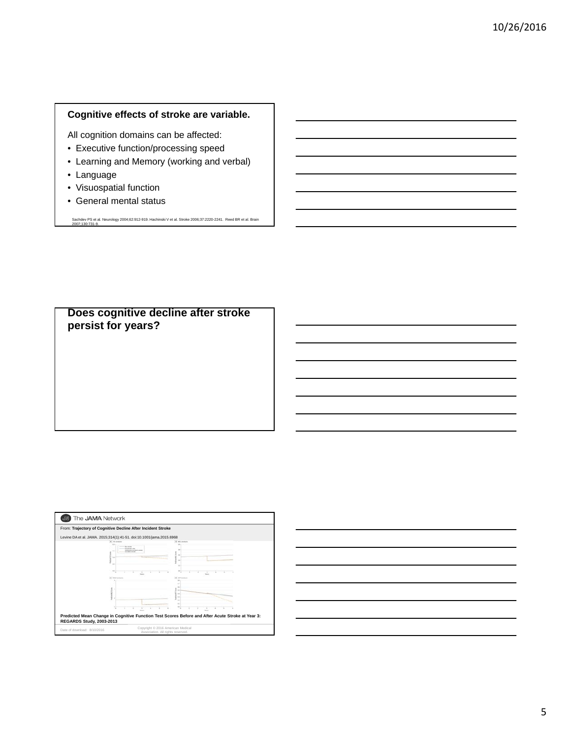## Cognitive effects of stroke are variable.

All cognition domains can be affected:

- Executive function/processing speed
- Learning and Memory (working and verbal)
- Language
- Visuospatial function
- General mental status

Sachdev PS et al. Neurology 2004;62:912-919. Hachinski V et al. Stroke 2006;37:2220-2241. Reed BR et al. Brain 2007;130:731-9.

## Does cognitive decline after stroke persist for years?

The JAMA Network

From: **Trajectory of Cognitive Decline After Incident Stroke**

Levine DA et al. JAMA. 2015;314(1):41-51. doi:10.1001/jama.2015.6968

**Predicted Mean Change in Cognitive Function Test Scores Before and After Acute Stroke at Year 3: REGARDS Study, 2003-2013**

Date of download: 8/10/2016

Copyright © 2016 American Medical Association. All rights reserved.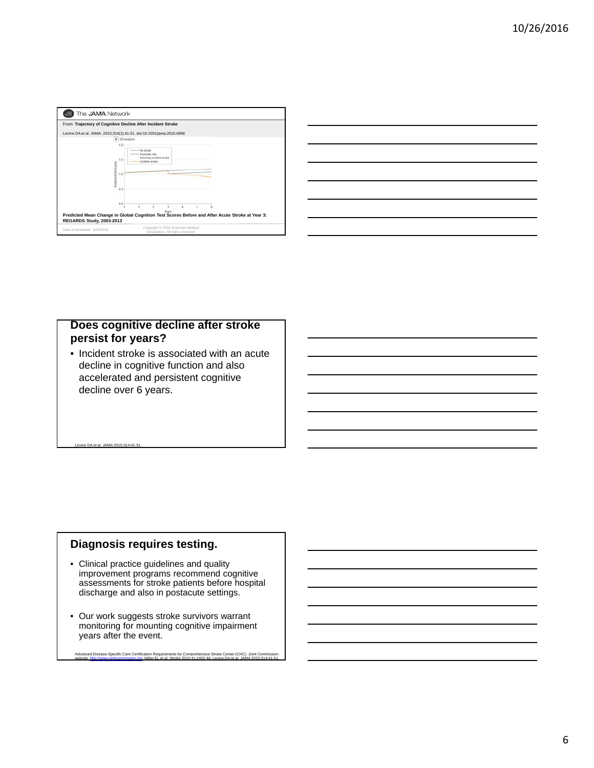The JAMA Network

From: **Trajectory of Cognitive Decline After Incident Stroke**

Levine DA et al. JAMA. 2015;314(1):41-51. doi:10.1001/jama.2015.6968

**Predicted Mean Change in Global Cognition Test Scores Before and After Acute Stroke at Year 3: REGARDS Study, 2003-2013**

Date of download: 8/10/2016

Copyright © 2016 American Medical Association. All rights reserved.

## Does cognitive decline after stroke persist for years?

- Incident stroke is associated with an acute decline in cognitive function and also accelerated and persistent cognitive decline over 6 years.

Levine DA et al. JAMA 2015;314:41-51.

## Diagnosis requires testing.

- Clinical practice guidelines and quality improvement programs recommend cognitive assessments for stroke patients before hospital discharge and also in postacute settings.
- Our work suggests stroke survivors warrant monitoring for mounting cognitive impairment years after the event.

Advanced Disease-Specific Care Certification Requirements for Comprehensive Stroke Center (CHC). Joint Commission website. http://www.jointcommission.org. Miller EL et al. Stroke 2010;41:2402-48. Levine DA et al. JAMA 2015;314:41-51.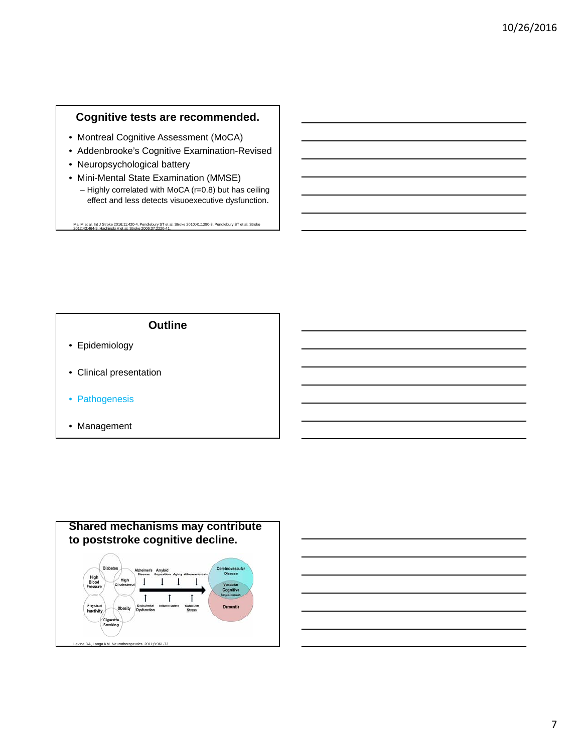## Cognitive tests are recommended.

- Montreal Cognitive Assessment (MoCA)
- Addenbrooke's Cognitive Examination-Revised
- Neuropsychological battery
- Mini-Mental State Examination (MMSE)
  - Highly correlated with MoCA (r=0.8) but has ceiling effect and less detects visuoexecutive dysfunction.

Mai M et al. Int J Stroke 2016;11:420-4. Pendlebury ST et al. Stroke 2010;41:1290-3. Pendlebury ST et al. Stroke 2012;43:464-9. Hachinski V et al. Stroke 2006;37:2220-41.

## Outline

- Epidemiology
- Clinical presentation
- Pathogenesis
- Management

## Shared mechanisms may contribute to poststroke cognitive decline.

Diabetes, High Blood Pressure, High Cholesterol, Physical Inactivity, Obesity, Cigarette Smoking

Alzheimer's Disease, Amyloid Deposition, Aging, Atherosclerosis

Endothelial Dysfunction, Inflammation, Oxidative Stress

Cerebrovascular Disease, Vascular Cognitive Impairment, Dementia

Levine DA, Langa KM. Neurotherapeutics. 2011;8:361-73.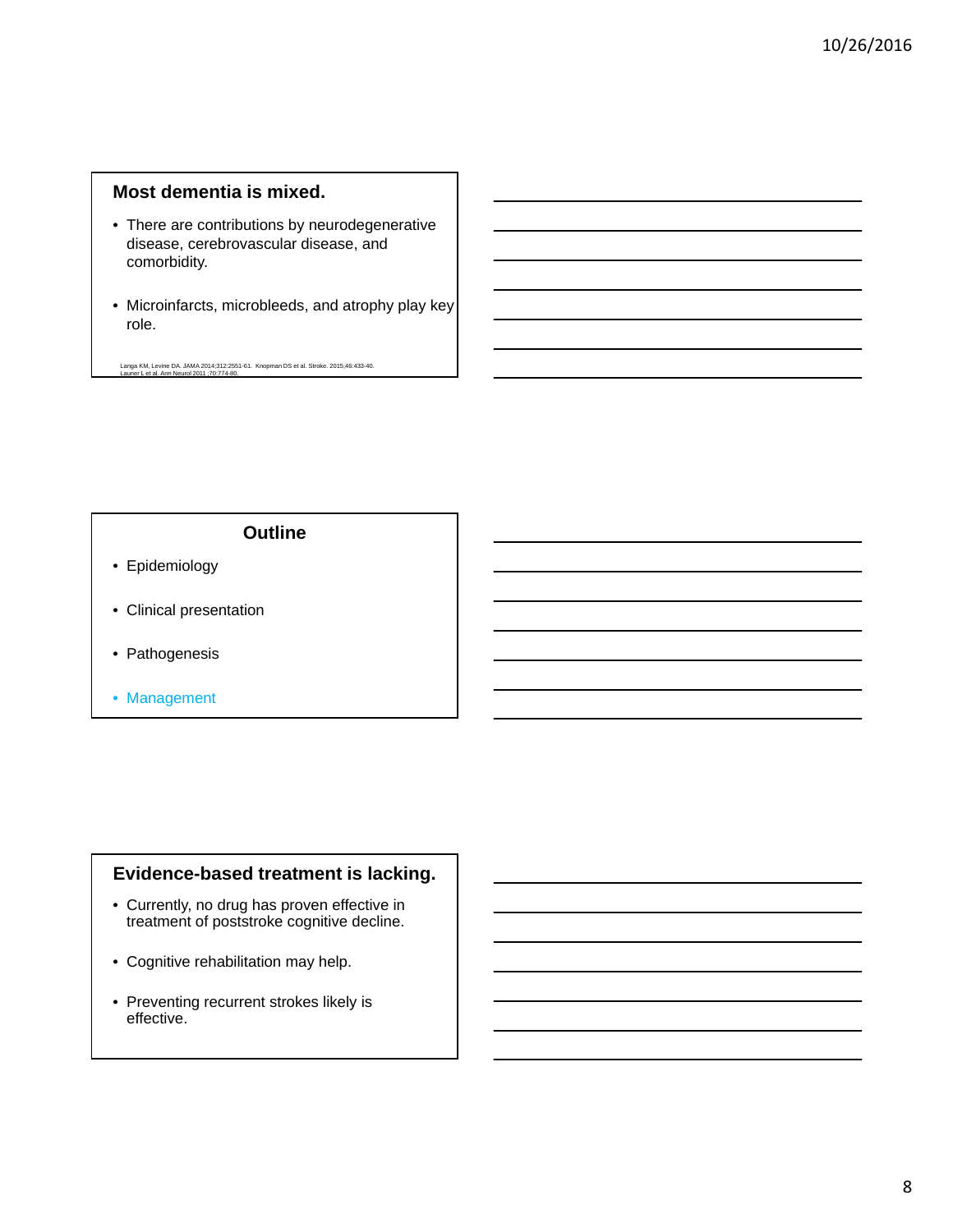## Most dementia is mixed.

- There are contributions by neurodegenerative disease, cerebrovascular disease, and comorbidity.
- Microinfarcts, microbleeds, and atrophy play key role.

Langa KM, Levine DA. JAMA 2014;312:2551-61. Knopman DS et al. Stroke. 2015;46:433-40. Launer L et al. Ann Neurol 2011 ;70:774-80.

## Outline

- Epidemiology
- Clinical presentation
- Pathogenesis
- Management

## Evidence-based treatment is lacking.

- Currently, no drug has proven effective in treatment of poststroke cognitive decline.
- Cognitive rehabilitation may help.
- Preventing recurrent strokes likely is effective.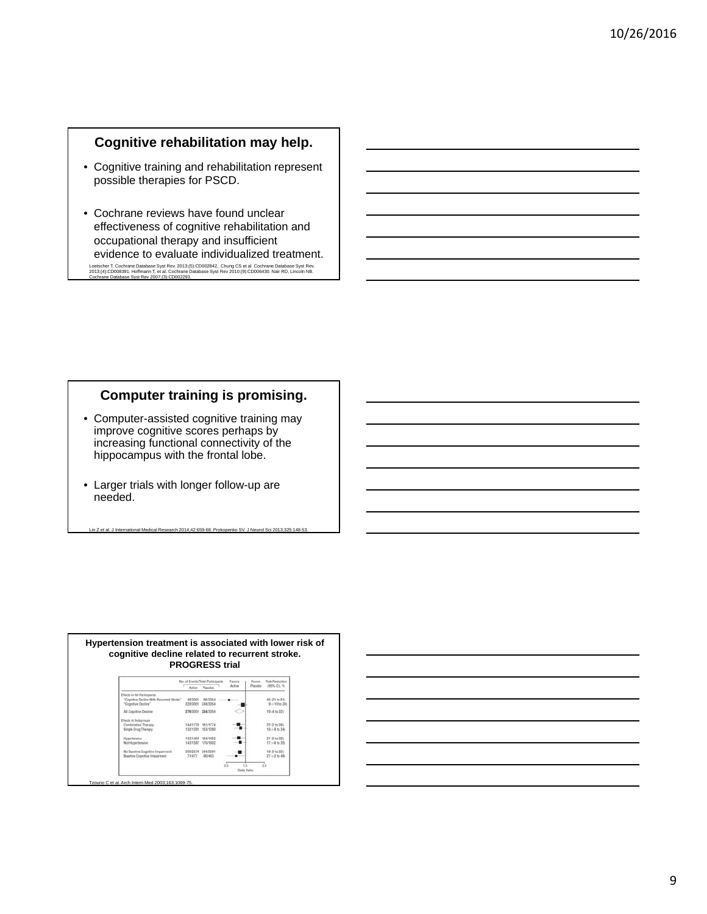## Cognitive rehabilitation may help.

- Cognitive training and rehabilitation represent possible therapies for PSCD.
- Cochrane reviews have found unclear effectiveness of cognitive rehabilitation and occupational therapy and insufficient evidence to evaluate individualized treatment.

Loetscher T. Cochrane Database Syst Rev. 2013;(5):CD002842.. Chung CS et al Cochrane Database Syst Rev. 2013;(4):CD008391. Hoffmann T, et al. Cochrane Database Syst Rev 2010;(9):CD006430. Nair RD, Lincoln NB. Cochrane Database Syst Rev 2007;(3):CD002293.

## Computer training is promising.

- Computer-assisted cognitive training may improve cognitive scores perhaps by increasing functional connectivity of the hippocampus with the frontal lobe.
- Larger trials with longer follow-up are needed.

Lin Z et al. J International Medical Research 2014;42:659-68. Prokopenko SV. J Neurol Sci 2013;325:148-53.

## Hypertension treatment is associated with lower risk of cognitive decline related to recurrent stroke. PROGRESS trial

| | No. of Events/Total Participants | | Favors Active / Favors Placebo | Risk Reduction (95% CI), % |
|---|---|---|---|---|
| | Active | Placebo | | |
| Effects in All Participants | | | | |
| "Cognitive Decline With Recurrent Stroke" | 48/3051 | 86/3054 | | 45 (21 to 61) |
| "Cognitive Decline" | 228/3051 | 248/3054 | | 9 (−10 to 24) |
| All Cognitive Decline | 276/3051 | 334/3054 | | 19 (4 to 32) |
| Effects in Subgroups | | | | |
| Combination Therapy | 144/1770 | 181/1774 | | 22 (2 to 38) |
| Single Drug Therapy | 132/1281 | 153/1280 | | 15 (−8 to 34) |
| Hypertensive | 133/1464 | 164/1452 | | 21 (0 to 38) |
| Not Hypertensive | 143/1587 | 170/1602 | | 17 (−6 to 35) |
| No Baseline Cognitive Impairment | 205/2574 | 244/2591 | | 18 (0 to 32) |
| Baseline Cognitive Impairment | 71/477 | 90/463 | | 27 (−2 to 48) |

Odds Ratio (0.5, 1.0, 2.0)

Tzourio C et al. Arch Intern Med 2003;163:1069-75.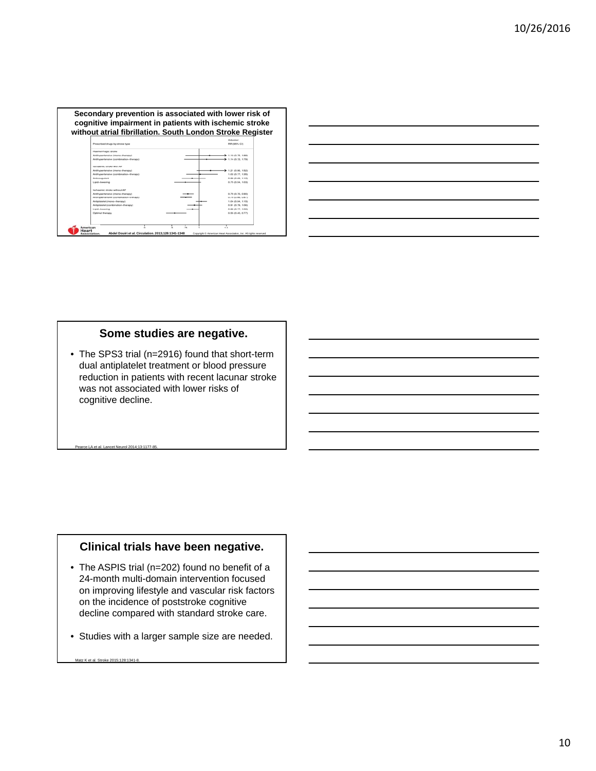## Secondary prevention is associated with lower risk of cognitive impairment in patients with ischemic stroke without atrial fibrillation. South London Stroke Register

| Prescribed drugs by stroke type | Adjusted RR (95% CI) |
|---|---|
| Haemorrhagic stroke | |
| Antihypertensive (mono-therapy) | 1.13 (0.75, 1.69) |
| Antihypertensive (combination-therapy) | 1.14 (0.72, 1.79) |
| Ischaemic stroke with AF | |
| Antihypertensive (mono-therapy) | 1.21 (0.96, 1.52) |
| Antihypertensive (combination-therapy) | 1.02 (0.77, 1.35) |
| Anticoagulant | 0.96 (0.69, 1.12) |
| Lipid-lowering | 0.75 (0.54, 1.03) |
| Ischaemic stroke without AF | |
| Antihypertensive (mono-therapy) | 0.79 (0.70, 0.90) |
| Antihypertensive (combination-therapy) | 0.73 (0.65, 0.87) |
| Antiplatelet (mono-therapy) | 1.0 (0.84, 1.19) |
| Antiplatelet (combination-therapy) | 0.91 (0.79, 1.06) |
| Lipid-lowering | 0.88 (0.77, 1.00) |
| Optimal therapy | 0.55 (0.40, 0.77) |

Abdel Douiri et al. Circulation. 2013;128:1341-1348

Copyright © American Heart Association, Inc. All rights reserved.

## Some studies are negative.

- The SPS3 trial (n=2916) found that short-term dual antiplatelet treatment or blood pressure reduction in patients with recent lacunar stroke was not associated with lower risks of cognitive decline.

Pearce LA et al. Lancet Neurol 2014;13:1177-85.

## Clinical trials have been negative.

- The ASPIS trial (n=202) found no benefit of a 24-month multi-domain intervention focused on improving lifestyle and vascular risk factors on the incidence of poststroke cognitive decline compared with standard stroke care.
- Studies with a larger sample size are needed.

Matz K et al. Stroke 2015;128:1341-8.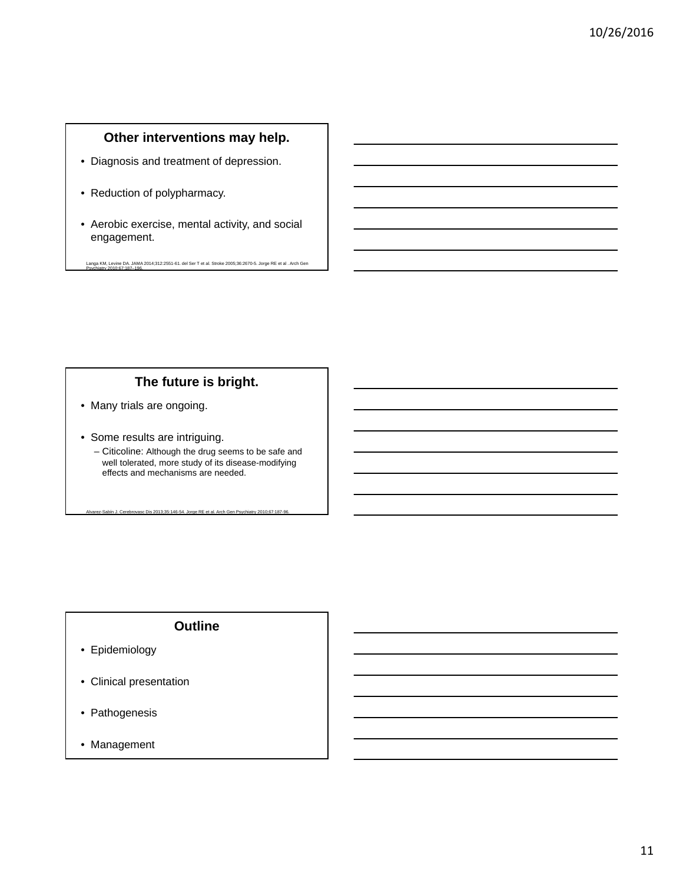## Other interventions may help.

- Diagnosis and treatment of depression.
- Reduction of polypharmacy.
- Aerobic exercise, mental activity, and social engagement.

Langa KM, Levine DA. JAMA 2014;312:2551-61. del Ser T et al. Stroke 2005;36:2670-5. Jorge RE et al . Arch Gen Psychiatry 2010;67:187–196.

## The future is bright.

- Many trials are ongoing.
- Some results are intriguing.
  - Citicoline: Although the drug seems to be safe and well tolerated, more study of its disease-modifying effects and mechanisms are needed.

Alvarez-Sabín J. Cerebrovasc Dis 2013;35:146-54. Jorge RE et al. Arch Gen Psychiatry 2010;67:187-96.

## Outline

- Epidemiology
- Clinical presentation
- Pathogenesis
- Management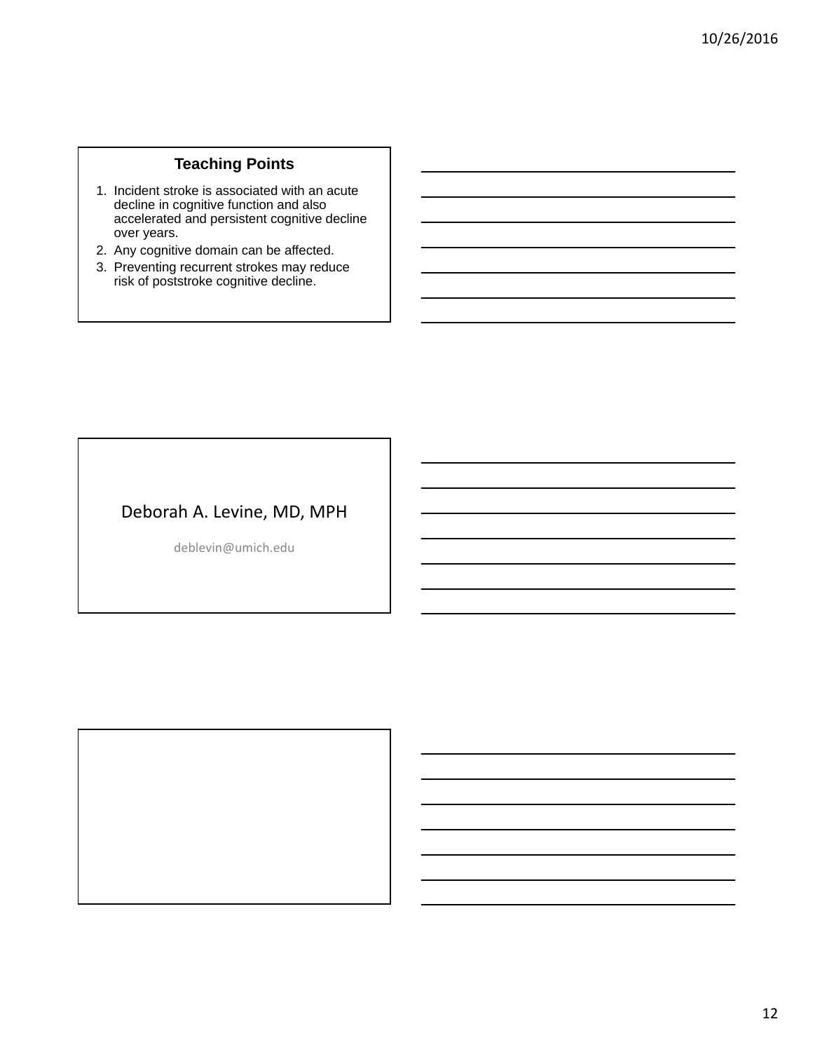## Teaching Points

1. Incident stroke is associated with an acute decline in cognitive function and also accelerated and persistent cognitive decline over years.
2. Any cognitive domain can be affected.
3. Preventing recurrent strokes may reduce risk of poststroke cognitive decline.

Deborah A. Levine, MD, MPH

deblevin@umich.edu